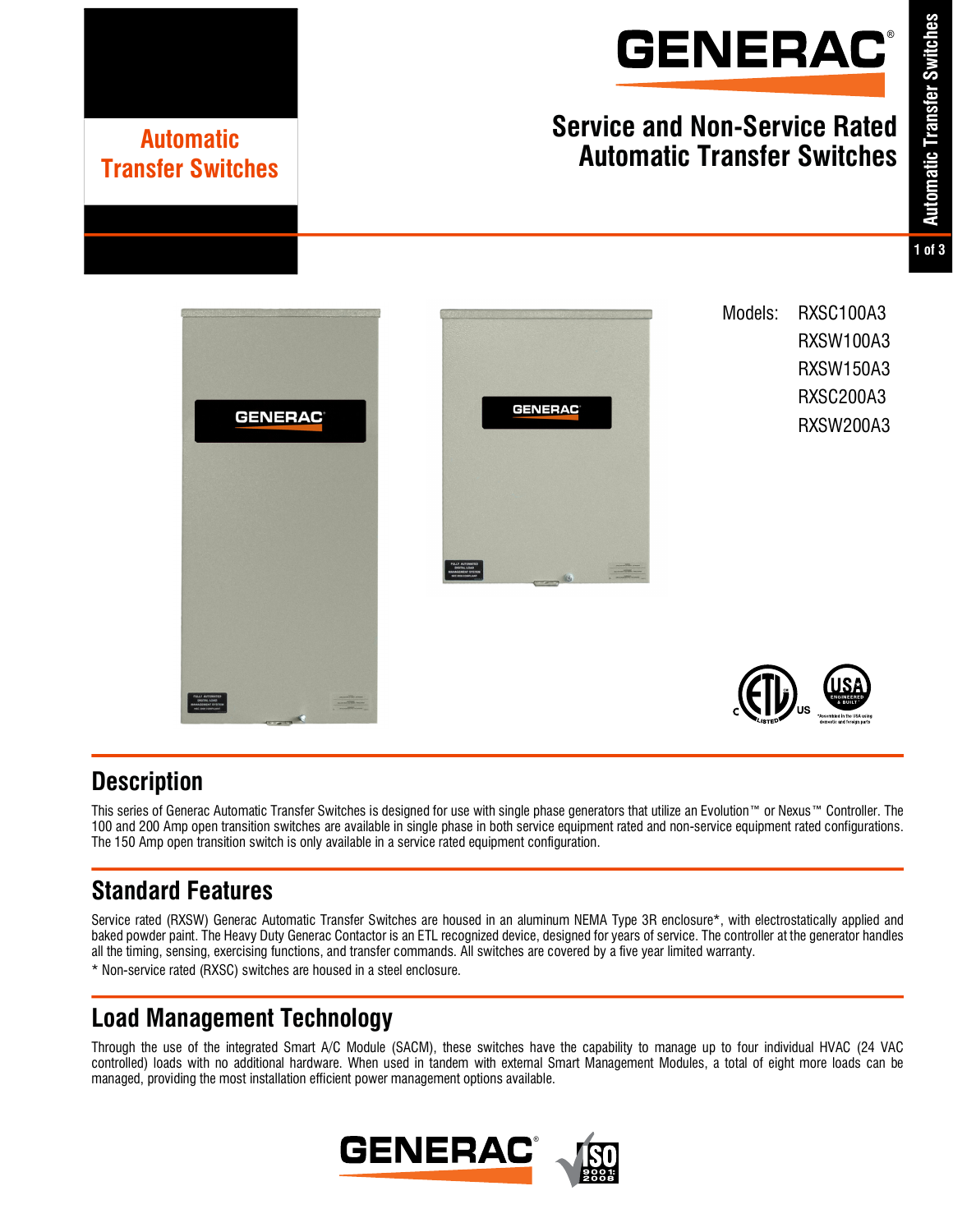# Automatic Transfer Switches

## Service and Non-Service Rated Automatic Transfer Switches

Models: RXSC100A3
RXSW100A3
RXSW150A3
RXSC200A3
RXSW200A3

## Description

This series of Generac Automatic Transfer Switches is designed for use with single phase generators that utilize an Evolution™ or Nexus™ Controller. The 100 and 200 Amp open transition switches are available in single phase in both service equipment rated and non-service equipment rated configurations. The 150 Amp open transition switch is only available in a service rated equipment configuration.

## Standard Features

Service rated (RXSW) Generac Automatic Transfer Switches are housed in an aluminum NEMA Type 3R enclosure*, with electrostatically applied and baked powder paint. The Heavy Duty Generac Contactor is an ETL recognized device, designed for years of service. The controller at the generator handles all the timing, sensing, exercising functions, and transfer commands. All switches are covered by a five year limited warranty.

* Non-service rated (RXSC) switches are housed in a steel enclosure.

## Load Management Technology

Through the use of the integrated Smart A/C Module (SACM), these switches have the capability to manage up to four individual HVAC (24 VAC controlled) loads with no additional hardware. When used in tandem with external Smart Management Modules, a total of eight more loads can be managed, providing the most installation efficient power management options available.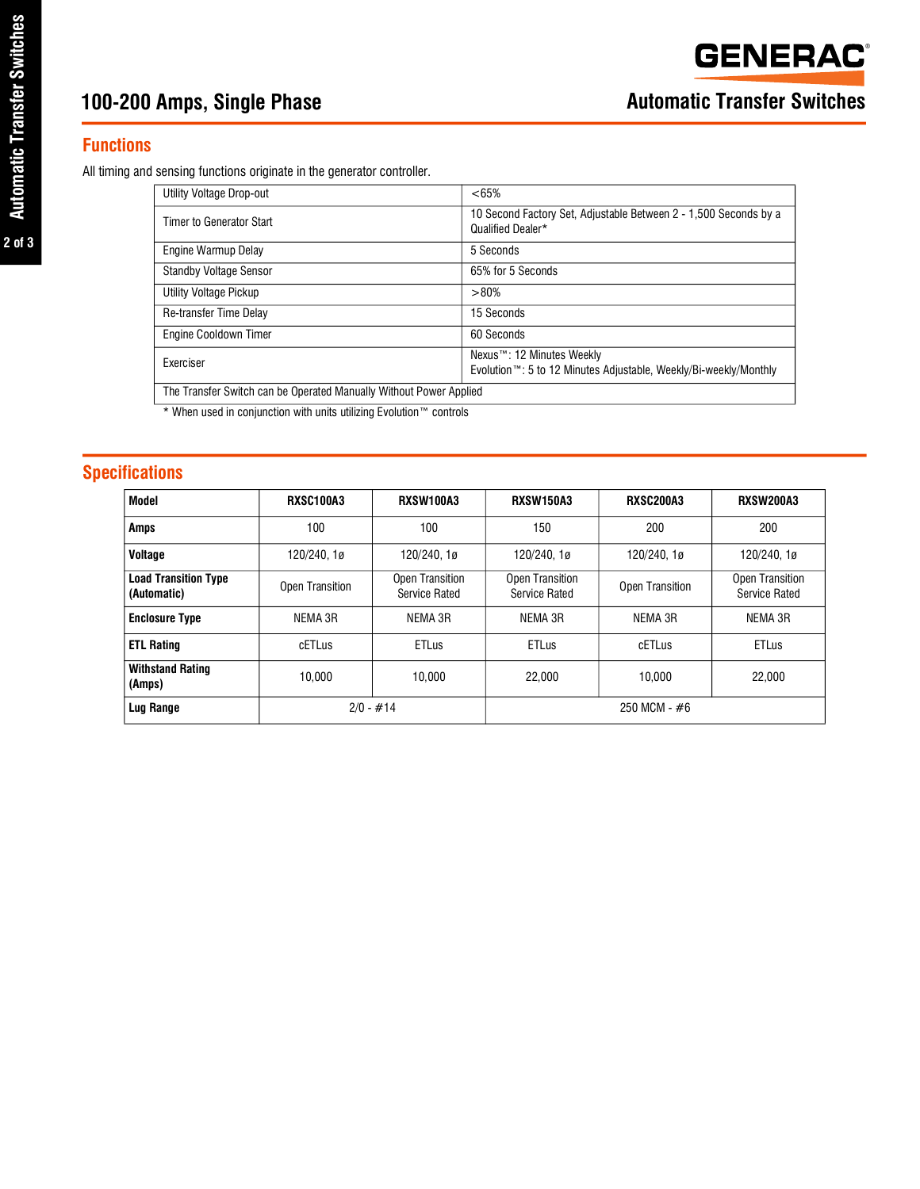# 100-200 Amps, Single Phase

## Automatic Transfer Switches

## Functions

All timing and sensing functions originate in the generator controller.

| | |
|---|---|
| Utility Voltage Drop-out | <65% |
| Timer to Generator Start | 10 Second Factory Set, Adjustable Between 2 - 1,500 Seconds by a Qualified Dealer* |
| Engine Warmup Delay | 5 Seconds |
| Standby Voltage Sensor | 65% for 5 Seconds |
| Utility Voltage Pickup | >80% |
| Re-transfer Time Delay | 15 Seconds |
| Engine Cooldown Timer | 60 Seconds |
| Exerciser | Nexus™: 12 Minutes Weekly<br>Evolution™: 5 to 12 Minutes Adjustable, Weekly/Bi-weekly/Monthly |
| The Transfer Switch can be Operated Manually Without Power Applied | |

* When used in conjunction with units utilizing Evolution™ controls

## Specifications

| Model | RXSC100A3 | RXSW100A3 | RXSW150A3 | RXSC200A3 | RXSW200A3 |
|---|---|---|---|---|---|
| Amps | 100 | 100 | 150 | 200 | 200 |
| Voltage | 120/240, 1ø | 120/240, 1ø | 120/240, 1ø | 120/240, 1ø | 120/240, 1ø |
| Load Transition Type (Automatic) | Open Transition | Open Transition Service Rated | Open Transition Service Rated | Open Transition | Open Transition Service Rated |
| Enclosure Type | NEMA 3R | NEMA 3R | NEMA 3R | NEMA 3R | NEMA 3R |
| ETL Rating | cETLus | ETLus | ETLus | cETLus | ETLus |
| Withstand Rating (Amps) | 10,000 | 10,000 | 22,000 | 10,000 | 22,000 |
| Lug Range | 2/0 - #14 | | 250 MCM - #6 | | |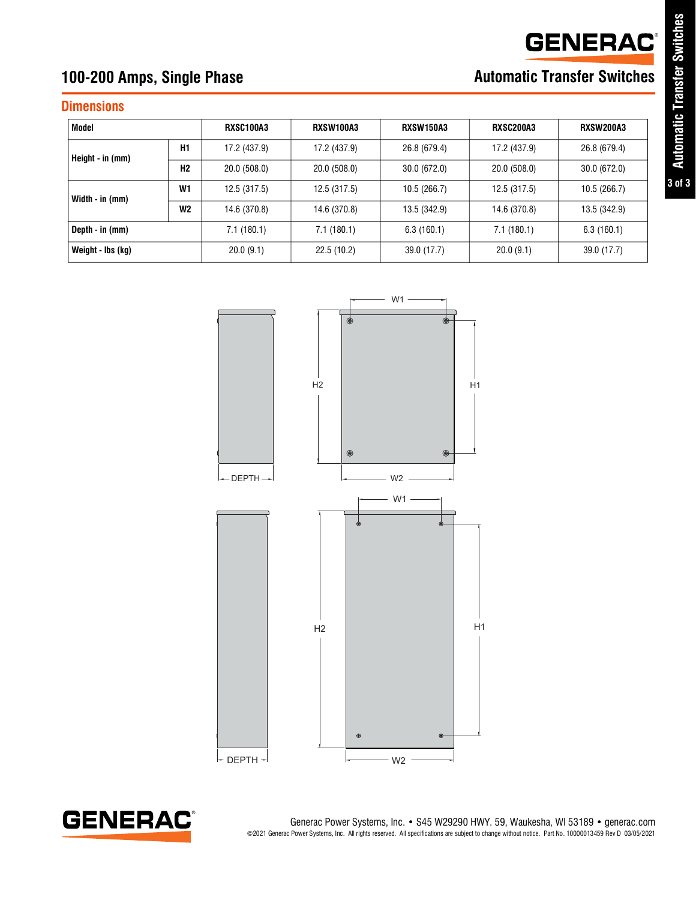## 100-200 Amps, Single Phase

## Automatic Transfer Switches

### Dimensions

| Model | | RXSC100A3 | RXSW100A3 | RXSW150A3 | RXSC200A3 | RXSW200A3 |
|---|---|---|---|---|---|---|
| Height - in (mm) | H1 | 17.2 (437.9) | 17.2 (437.9) | 26.8 (679.4) | 17.2 (437.9) | 26.8 (679.4) |
| | H2 | 20.0 (508.0) | 20.0 (508.0) | 30.0 (672.0) | 20.0 (508.0) | 30.0 (672.0) |
| Width - in (mm) | W1 | 12.5 (317.5) | 12.5 (317.5) | 10.5 (266.7) | 12.5 (317.5) | 10.5 (266.7) |
| | W2 | 14.6 (370.8) | 14.6 (370.8) | 13.5 (342.9) | 14.6 (370.8) | 13.5 (342.9) |
| Depth - in (mm) | | 7.1 (180.1) | 7.1 (180.1) | 6.3 (160.1) | 7.1 (180.1) | 6.3 (160.1) |
| Weight - lbs (kg) | | 20.0 (9.1) | 22.5 (10.2) | 39.0 (17.7) | 20.0 (9.1) | 39.0 (17.7) |

W1
H2
H1
DEPTH
W2

W1
H2
H1
DEPTH
W2

Generac Power Systems, Inc. • S45 W29290 HWY. 59, Waukesha, WI 53189 • generac.com

©2021 Generac Power Systems, Inc. All rights reserved. All specifications are subject to change without notice. Part No. 10000013459 Rev D 03/05/2021